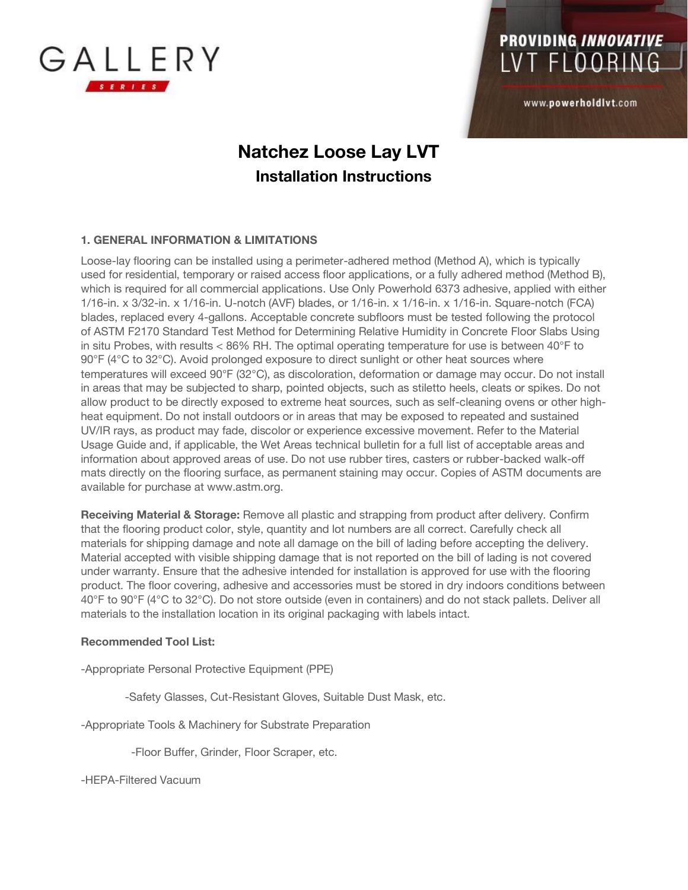GALLERY

SERIES

PROVIDING *INNOVATIVE* LVT FLOORING

www.powerholdlvt.com

# Natchez Loose Lay LVT

## Installation Instructions

### 1. GENERAL INFORMATION & LIMITATIONS

Loose-lay flooring can be installed using a perimeter-adhered method (Method A), which is typically used for residential, temporary or raised access floor applications, or a fully adhered method (Method B), which is required for all commercial applications. Use Only Powerhold 6373 adhesive, applied with either 1/16-in. x 3/32-in. x 1/16-in. U-notch (AVF) blades, or 1/16-in. x 1/16-in. x 1/16-in. Square-notch (FCA) blades, replaced every 4-gallons. Acceptable concrete subfloors must be tested following the protocol of ASTM F2170 Standard Test Method for Determining Relative Humidity in Concrete Floor Slabs Using in situ Probes, with results < 86% RH. The optimal operating temperature for use is between 40°F to 90°F (4°C to 32°C). Avoid prolonged exposure to direct sunlight or other heat sources where temperatures will exceed 90°F (32°C), as discoloration, deformation or damage may occur. Do not install in areas that may be subjected to sharp, pointed objects, such as stiletto heels, cleats or spikes. Do not allow product to be directly exposed to extreme heat sources, such as self-cleaning ovens or other high-heat equipment. Do not install outdoors or in areas that may be exposed to repeated and sustained UV/IR rays, as product may fade, discolor or experience excessive movement. Refer to the Material Usage Guide and, if applicable, the Wet Areas technical bulletin for a full list of acceptable areas and information about approved areas of use. Do not use rubber tires, casters or rubber-backed walk-off mats directly on the flooring surface, as permanent staining may occur. Copies of ASTM documents are available for purchase at www.astm.org.

**Receiving Material & Storage:** Remove all plastic and strapping from product after delivery. Confirm that the flooring product color, style, quantity and lot numbers are all correct. Carefully check all materials for shipping damage and note all damage on the bill of lading before accepting the delivery. Material accepted with visible shipping damage that is not reported on the bill of lading is not covered under warranty. Ensure that the adhesive intended for installation is approved for use with the flooring product. The floor covering, adhesive and accessories must be stored in dry indoors conditions between 40°F to 90°F (4°C to 32°C). Do not store outside (even in containers) and do not stack pallets. Deliver all materials to the installation location in its original packaging with labels intact.

**Recommended Tool List:**

- Appropriate Personal Protective Equipment (PPE)
  - Safety Glasses, Cut-Resistant Gloves, Suitable Dust Mask, etc.
- Appropriate Tools & Machinery for Substrate Preparation
  - Floor Buffer, Grinder, Floor Scraper, etc.
- HEPA-Filtered Vacuum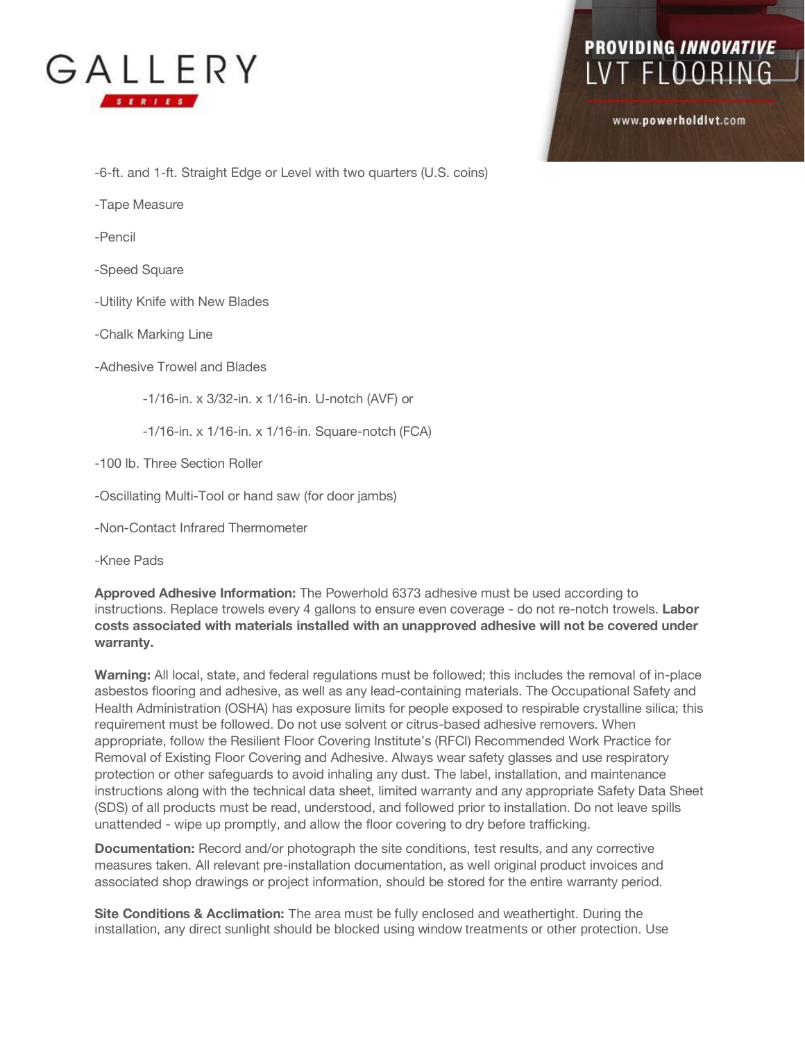-6-ft. and 1-ft. Straight Edge or Level with two quarters (U.S. coins)

-Tape Measure

-Pencil

-Speed Square

-Utility Knife with New Blades

-Chalk Marking Line

-Adhesive Trowel and Blades

- -1/16-in. x 3/32-in. x 1/16-in. U-notch (AVF) or
- -1/16-in. x 1/16-in. x 1/16-in. Square-notch (FCA)

-100 lb. Three Section Roller

-Oscillating Multi-Tool or hand saw (for door jambs)

-Non-Contact Infrared Thermometer

-Knee Pads

**Approved Adhesive Information:** The Powerhold 6373 adhesive must be used according to instructions. Replace trowels every 4 gallons to ensure even coverage - do not re-notch trowels. **Labor costs associated with materials installed with an unapproved adhesive will not be covered under warranty.**

**Warning:** All local, state, and federal regulations must be followed; this includes the removal of in-place asbestos flooring and adhesive, as well as any lead-containing materials. The Occupational Safety and Health Administration (OSHA) has exposure limits for people exposed to respirable crystalline silica; this requirement must be followed. Do not use solvent or citrus-based adhesive removers. When appropriate, follow the Resilient Floor Covering Institute's (RFCI) Recommended Work Practice for Removal of Existing Floor Covering and Adhesive. Always wear safety glasses and use respiratory protection or other safeguards to avoid inhaling any dust. The label, installation, and maintenance instructions along with the technical data sheet, limited warranty and any appropriate Safety Data Sheet (SDS) of all products must be read, understood, and followed prior to installation. Do not leave spills unattended - wipe up promptly, and allow the floor covering to dry before trafficking.

**Documentation:** Record and/or photograph the site conditions, test results, and any corrective measures taken. All relevant pre-installation documentation, as well original product invoices and associated shop drawings or project information, should be stored for the entire warranty period.

**Site Conditions & Acclimation:** The area must be fully enclosed and weathertight. During the installation, any direct sunlight should be blocked using window treatments or other protection. Use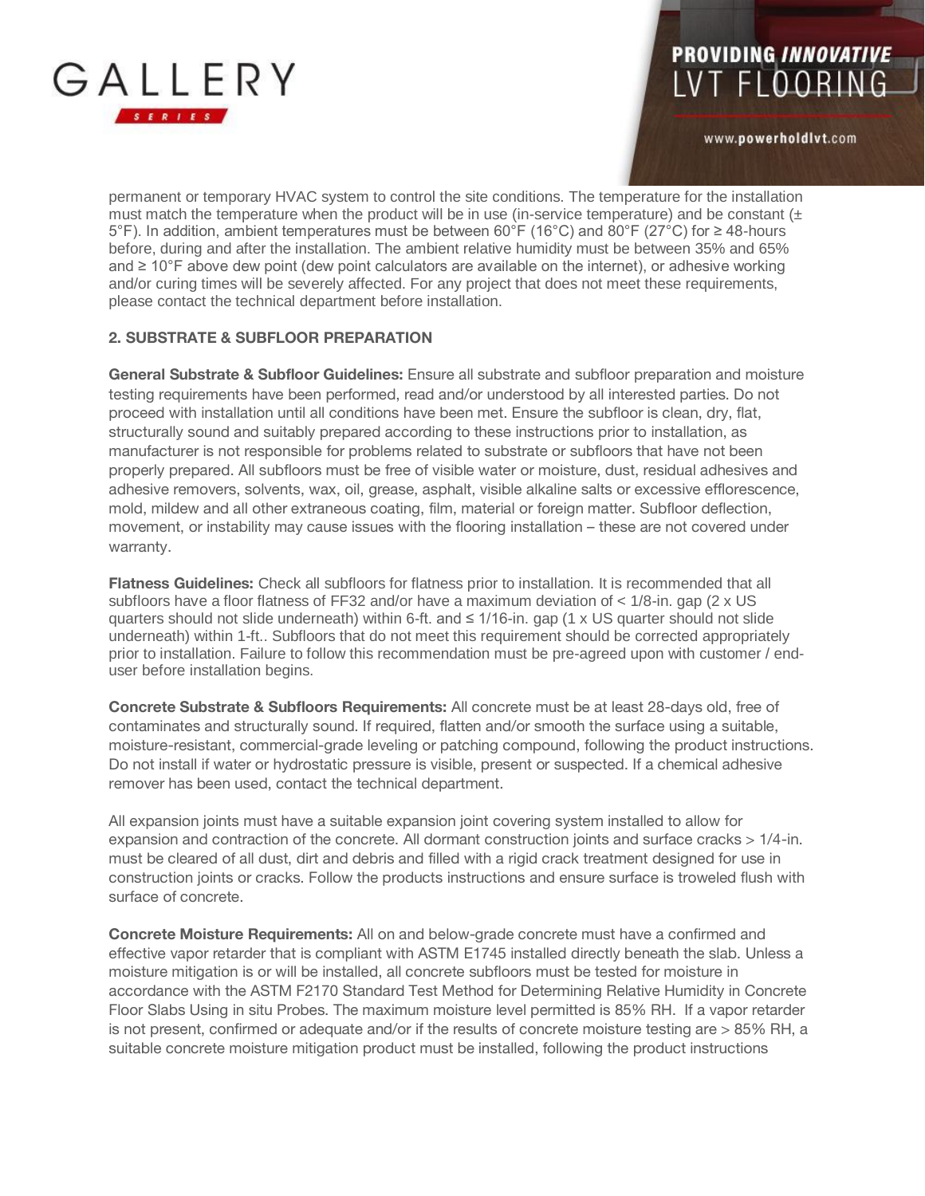permanent or temporary HVAC system to control the site conditions. The temperature for the installation must match the temperature when the product will be in use (in-service temperature) and be constant (± 5°F). In addition, ambient temperatures must be between 60°F (16°C) and 80°F (27°C) for ≥ 48-hours before, during and after the installation. The ambient relative humidity must be between 35% and 65% and ≥ 10°F above dew point (dew point calculators are available on the internet), or adhesive working and/or curing times will be severely affected. For any project that does not meet these requirements, please contact the technical department before installation.

## 2. SUBSTRATE & SUBFLOOR PREPARATION

**General Substrate & Subfloor Guidelines:** Ensure all substrate and subfloor preparation and moisture testing requirements have been performed, read and/or understood by all interested parties. Do not proceed with installation until all conditions have been met. Ensure the subfloor is clean, dry, flat, structurally sound and suitably prepared according to these instructions prior to installation, as manufacturer is not responsible for problems related to substrate or subfloors that have not been properly prepared. All subfloors must be free of visible water or moisture, dust, residual adhesives and adhesive removers, solvents, wax, oil, grease, asphalt, visible alkaline salts or excessive efflorescence, mold, mildew and all other extraneous coating, film, material or foreign matter. Subfloor deflection, movement, or instability may cause issues with the flooring installation – these are not covered under warranty.

**Flatness Guidelines:** Check all subfloors for flatness prior to installation. It is recommended that all subfloors have a floor flatness of FF32 and/or have a maximum deviation of < 1/8-in. gap (2 x US quarters should not slide underneath) within 6-ft. and ≤ 1/16-in. gap (1 x US quarter should not slide underneath) within 1-ft.. Subfloors that do not meet this requirement should be corrected appropriately prior to installation. Failure to follow this recommendation must be pre-agreed upon with customer / end-user before installation begins.

**Concrete Substrate & Subfloors Requirements:** All concrete must be at least 28-days old, free of contaminates and structurally sound. If required, flatten and/or smooth the surface using a suitable, moisture-resistant, commercial-grade leveling or patching compound, following the product instructions. Do not install if water or hydrostatic pressure is visible, present or suspected. If a chemical adhesive remover has been used, contact the technical department.

All expansion joints must have a suitable expansion joint covering system installed to allow for expansion and contraction of the concrete. All dormant construction joints and surface cracks > 1/4-in. must be cleared of all dust, dirt and debris and filled with a rigid crack treatment designed for use in construction joints or cracks. Follow the products instructions and ensure surface is troweled flush with surface of concrete.

**Concrete Moisture Requirements:** All on and below-grade concrete must have a confirmed and effective vapor retarder that is compliant with ASTM E1745 installed directly beneath the slab. Unless a moisture mitigation is or will be installed, all concrete subfloors must be tested for moisture in accordance with the ASTM F2170 Standard Test Method for Determining Relative Humidity in Concrete Floor Slabs Using in situ Probes. The maximum moisture level permitted is 85% RH. If a vapor retarder is not present, confirmed or adequate and/or if the results of concrete moisture testing are > 85% RH, a suitable concrete moisture mitigation product must be installed, following the product instructions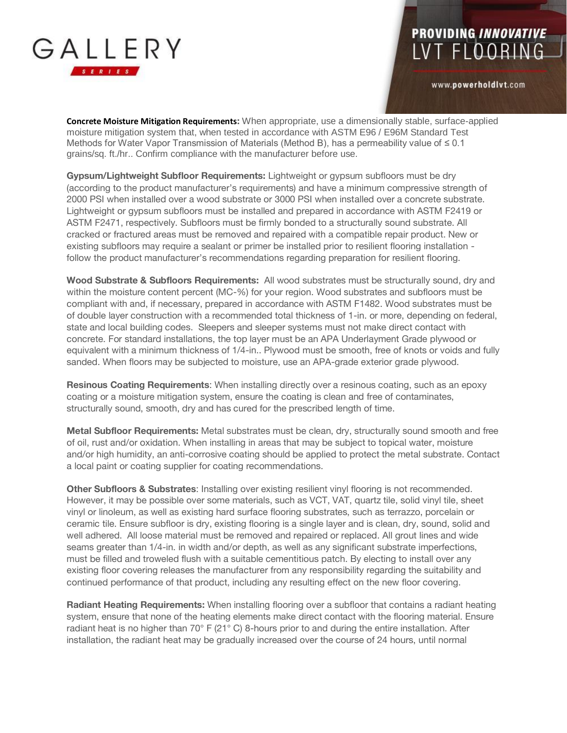**Concrete Moisture Mitigation Requirements:** When appropriate, use a dimensionally stable, surface-applied moisture mitigation system that, when tested in accordance with ASTM E96 / E96M Standard Test Methods for Water Vapor Transmission of Materials (Method B), has a permeability value of ≤ 0.1 grains/sq. ft./hr.. Confirm compliance with the manufacturer before use.

**Gypsum/Lightweight Subfloor Requirements:** Lightweight or gypsum subfloors must be dry (according to the product manufacturer's requirements) and have a minimum compressive strength of 2000 PSI when installed over a wood substrate or 3000 PSI when installed over a concrete substrate. Lightweight or gypsum subfloors must be installed and prepared in accordance with ASTM F2419 or ASTM F2471, respectively. Subfloors must be firmly bonded to a structurally sound substrate. All cracked or fractured areas must be removed and repaired with a compatible repair product. New or existing subfloors may require a sealant or primer be installed prior to resilient flooring installation - follow the product manufacturer's recommendations regarding preparation for resilient flooring.

**Wood Substrate & Subfloors Requirements:** All wood substrates must be structurally sound, dry and within the moisture content percent (MC-%) for your region. Wood substrates and subfloors must be compliant with and, if necessary, prepared in accordance with ASTM F1482. Wood substrates must be of double layer construction with a recommended total thickness of 1-in. or more, depending on federal, state and local building codes. Sleepers and sleeper systems must not make direct contact with concrete. For standard installations, the top layer must be an APA Underlayment Grade plywood or equivalent with a minimum thickness of 1/4-in.. Plywood must be smooth, free of knots or voids and fully sanded. When floors may be subjected to moisture, use an APA-grade exterior grade plywood.

**Resinous Coating Requirements**: When installing directly over a resinous coating, such as an epoxy coating or a moisture mitigation system, ensure the coating is clean and free of contaminates, structurally sound, smooth, dry and has cured for the prescribed length of time.

**Metal Subfloor Requirements:** Metal substrates must be clean, dry, structurally sound smooth and free of oil, rust and/or oxidation. When installing in areas that may be subject to topical water, moisture and/or high humidity, an anti-corrosive coating should be applied to protect the metal substrate. Contact a local paint or coating supplier for coating recommendations.

**Other Subfloors & Substrates**: Installing over existing resilient vinyl flooring is not recommended. However, it may be possible over some materials, such as VCT, VAT, quartz tile, solid vinyl tile, sheet vinyl or linoleum, as well as existing hard surface flooring substrates, such as terrazzo, porcelain or ceramic tile. Ensure subfloor is dry, existing flooring is a single layer and is clean, dry, sound, solid and well adhered. All loose material must be removed and repaired or replaced. All grout lines and wide seams greater than 1/4-in. in width and/or depth, as well as any significant substrate imperfections, must be filled and troweled flush with a suitable cementitious patch. By electing to install over any existing floor covering releases the manufacturer from any responsibility regarding the suitability and continued performance of that product, including any resulting effect on the new floor covering.

**Radiant Heating Requirements:** When installing flooring over a subfloor that contains a radiant heating system, ensure that none of the heating elements make direct contact with the flooring material. Ensure radiant heat is no higher than 70° F (21° C) 8-hours prior to and during the entire installation. After installation, the radiant heat may be gradually increased over the course of 24 hours, until normal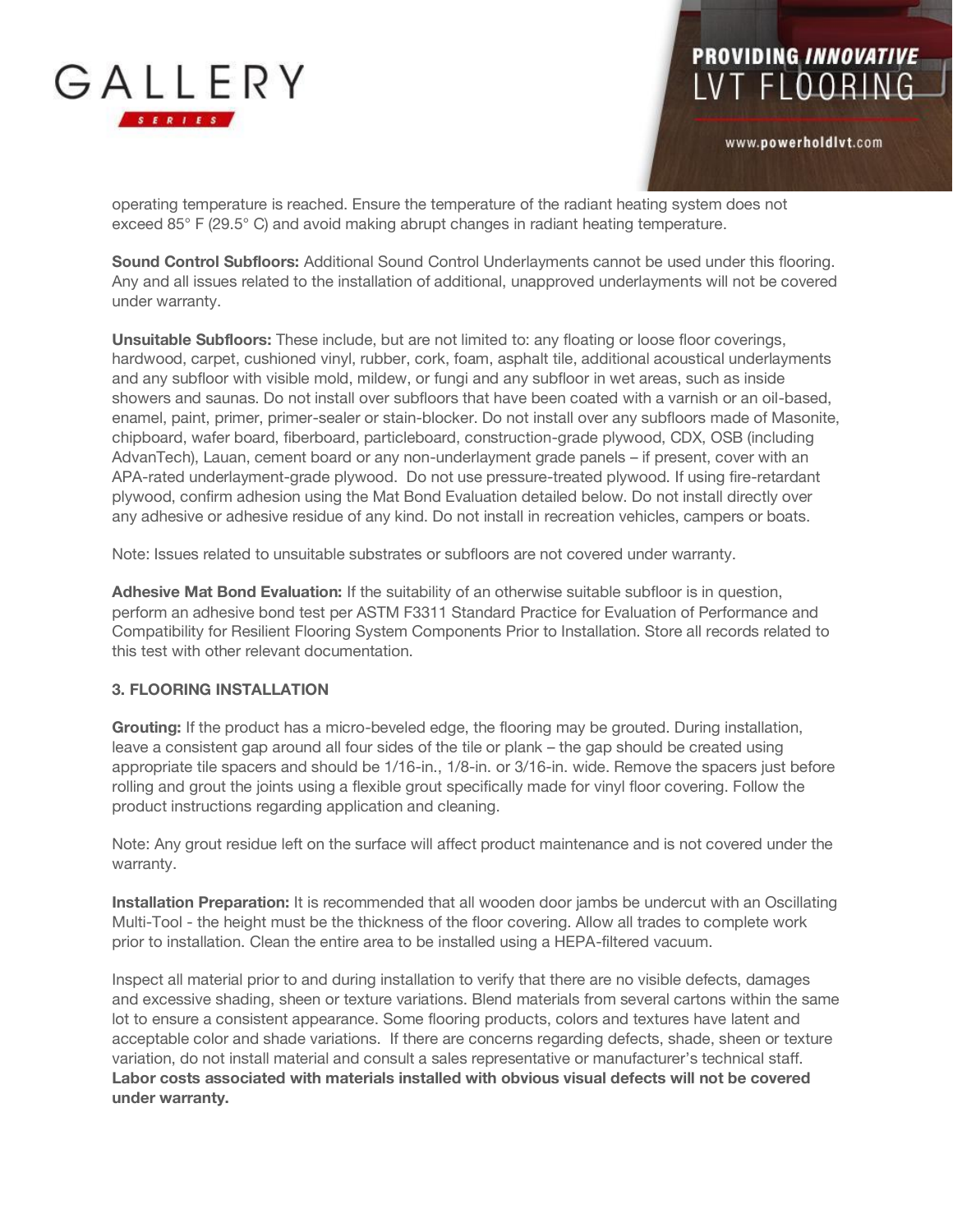operating temperature is reached. Ensure the temperature of the radiant heating system does not exceed 85° F (29.5° C) and avoid making abrupt changes in radiant heating temperature.

**Sound Control Subfloors:** Additional Sound Control Underlayments cannot be used under this flooring. Any and all issues related to the installation of additional, unapproved underlayments will not be covered under warranty.

**Unsuitable Subfloors:** These include, but are not limited to: any floating or loose floor coverings, hardwood, carpet, cushioned vinyl, rubber, cork, foam, asphalt tile, additional acoustical underlayments and any subfloor with visible mold, mildew, or fungi and any subfloor in wet areas, such as inside showers and saunas. Do not install over subfloors that have been coated with a varnish or an oil-based, enamel, paint, primer, primer-sealer or stain-blocker. Do not install over any subfloors made of Masonite, chipboard, wafer board, fiberboard, particleboard, construction-grade plywood, CDX, OSB (including AdvanTech), Lauan, cement board or any non-underlayment grade panels – if present, cover with an APA-rated underlayment-grade plywood. Do not use pressure-treated plywood. If using fire-retardant plywood, confirm adhesion using the Mat Bond Evaluation detailed below. Do not install directly over any adhesive or adhesive residue of any kind. Do not install in recreation vehicles, campers or boats.

Note: Issues related to unsuitable substrates or subfloors are not covered under warranty.

**Adhesive Mat Bond Evaluation:** If the suitability of an otherwise suitable subfloor is in question, perform an adhesive bond test per ASTM F3311 Standard Practice for Evaluation of Performance and Compatibility for Resilient Flooring System Components Prior to Installation. Store all records related to this test with other relevant documentation.

## 3. FLOORING INSTALLATION

**Grouting:** If the product has a micro-beveled edge, the flooring may be grouted. During installation, leave a consistent gap around all four sides of the tile or plank – the gap should be created using appropriate tile spacers and should be 1/16-in., 1/8-in. or 3/16-in. wide. Remove the spacers just before rolling and grout the joints using a flexible grout specifically made for vinyl floor covering. Follow the product instructions regarding application and cleaning.

Note: Any grout residue left on the surface will affect product maintenance and is not covered under the warranty.

**Installation Preparation:** It is recommended that all wooden door jambs be undercut with an Oscillating Multi-Tool - the height must be the thickness of the floor covering. Allow all trades to complete work prior to installation. Clean the entire area to be installed using a HEPA-filtered vacuum.

Inspect all material prior to and during installation to verify that there are no visible defects, damages and excessive shading, sheen or texture variations. Blend materials from several cartons within the same lot to ensure a consistent appearance. Some flooring products, colors and textures have latent and acceptable color and shade variations. If there are concerns regarding defects, shade, sheen or texture variation, do not install material and consult a sales representative or manufacturer's technical staff. **Labor costs associated with materials installed with obvious visual defects will not be covered under warranty.**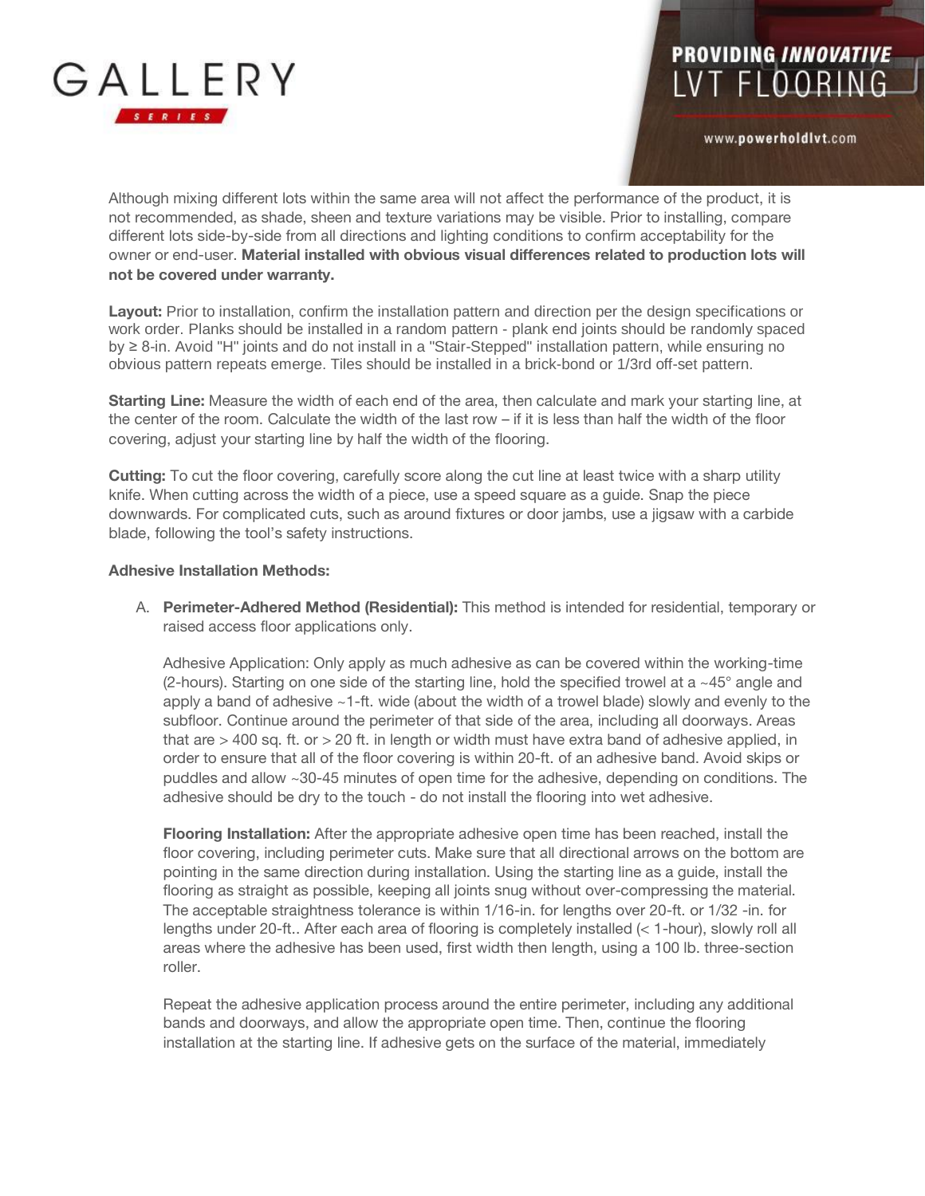Although mixing different lots within the same area will not affect the performance of the product, it is not recommended, as shade, sheen and texture variations may be visible. Prior to installing, compare different lots side-by-side from all directions and lighting conditions to confirm acceptability for the owner or end-user. **Material installed with obvious visual differences related to production lots will not be covered under warranty.**

**Layout:** Prior to installation, confirm the installation pattern and direction per the design specifications or work order. Planks should be installed in a random pattern - plank end joints should be randomly spaced by ≥ 8-in. Avoid "H" joints and do not install in a "Stair-Stepped" installation pattern, while ensuring no obvious pattern repeats emerge. Tiles should be installed in a brick-bond or 1/3rd off-set pattern.

**Starting Line:** Measure the width of each end of the area, then calculate and mark your starting line, at the center of the room. Calculate the width of the last row – if it is less than half the width of the floor covering, adjust your starting line by half the width of the flooring.

**Cutting:** To cut the floor covering, carefully score along the cut line at least twice with a sharp utility knife. When cutting across the width of a piece, use a speed square as a guide. Snap the piece downwards. For complicated cuts, such as around fixtures or door jambs, use a jigsaw with a carbide blade, following the tool's safety instructions.

**Adhesive Installation Methods:**

A. **Perimeter-Adhered Method (Residential):** This method is intended for residential, temporary or raised access floor applications only.

   Adhesive Application: Only apply as much adhesive as can be covered within the working-time (2-hours). Starting on one side of the starting line, hold the specified trowel at a ~45° angle and apply a band of adhesive ~1-ft. wide (about the width of a trowel blade) slowly and evenly to the subfloor. Continue around the perimeter of that side of the area, including all doorways. Areas that are > 400 sq. ft. or > 20 ft. in length or width must have extra band of adhesive applied, in order to ensure that all of the floor covering is within 20-ft. of an adhesive band. Avoid skips or puddles and allow ~30-45 minutes of open time for the adhesive, depending on conditions. The adhesive should be dry to the touch - do not install the flooring into wet adhesive.

   **Flooring Installation:** After the appropriate adhesive open time has been reached, install the floor covering, including perimeter cuts. Make sure that all directional arrows on the bottom are pointing in the same direction during installation. Using the starting line as a guide, install the flooring as straight as possible, keeping all joints snug without over-compressing the material. The acceptable straightness tolerance is within 1/16-in. for lengths over 20-ft. or 1/32 -in. for lengths under 20-ft.. After each area of flooring is completely installed (< 1-hour), slowly roll all areas where the adhesive has been used, first width then length, using a 100 lb. three-section roller.

   Repeat the adhesive application process around the entire perimeter, including any additional bands and doorways, and allow the appropriate open time. Then, continue the flooring installation at the starting line. If adhesive gets on the surface of the material, immediately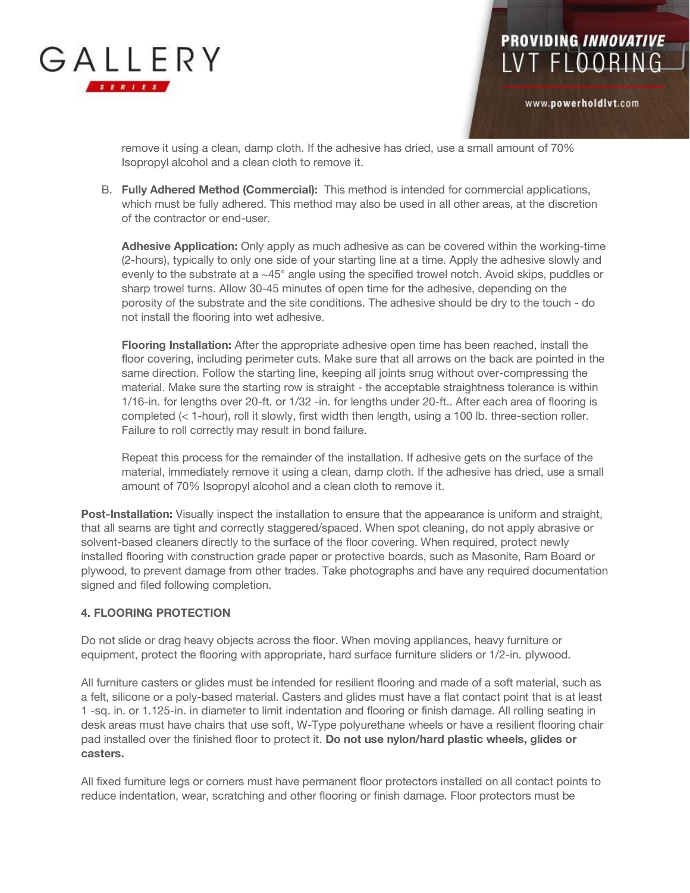remove it using a clean, damp cloth. If the adhesive has dried, use a small amount of 70% Isopropyl alcohol and a clean cloth to remove it.

B. **Fully Adhered Method (Commercial):** This method is intended for commercial applications, which must be fully adhered. This method may also be used in all other areas, at the discretion of the contractor or end-user.

   **Adhesive Application:** Only apply as much adhesive as can be covered within the working-time (2-hours), typically to only one side of your starting line at a time. Apply the adhesive slowly and evenly to the substrate at a ~45° angle using the specified trowel notch. Avoid skips, puddles or sharp trowel turns. Allow 30-45 minutes of open time for the adhesive, depending on the porosity of the substrate and the site conditions. The adhesive should be dry to the touch - do not install the flooring into wet adhesive.

   **Flooring Installation:** After the appropriate adhesive open time has been reached, install the floor covering, including perimeter cuts. Make sure that all arrows on the back are pointed in the same direction. Follow the starting line, keeping all joints snug without over-compressing the material. Make sure the starting row is straight - the acceptable straightness tolerance is within 1/16-in. for lengths over 20-ft. or 1/32 -in. for lengths under 20-ft.. After each area of flooring is completed (< 1-hour), roll it slowly, first width then length, using a 100 lb. three-section roller. Failure to roll correctly may result in bond failure.

   Repeat this process for the remainder of the installation. If adhesive gets on the surface of the material, immediately remove it using a clean, damp cloth. If the adhesive has dried, use a small amount of 70% Isopropyl alcohol and a clean cloth to remove it.

**Post-Installation:** Visually inspect the installation to ensure that the appearance is uniform and straight, that all seams are tight and correctly staggered/spaced. When spot cleaning, do not apply abrasive or solvent-based cleaners directly to the surface of the floor covering. When required, protect newly installed flooring with construction grade paper or protective boards, such as Masonite, Ram Board or plywood, to prevent damage from other trades. Take photographs and have any required documentation signed and filed following completion.

**4. FLOORING PROTECTION**

Do not slide or drag heavy objects across the floor. When moving appliances, heavy furniture or equipment, protect the flooring with appropriate, hard surface furniture sliders or 1/2-in. plywood.

All furniture casters or glides must be intended for resilient flooring and made of a soft material, such as a felt, silicone or a poly-based material. Casters and glides must have a flat contact point that is at least 1 -sq. in. or 1.125-in. in diameter to limit indentation and flooring or finish damage. All rolling seating in desk areas must have chairs that use soft, W-Type polyurethane wheels or have a resilient flooring chair pad installed over the finished floor to protect it. **Do not use nylon/hard plastic wheels, glides or casters.**

All fixed furniture legs or corners must have permanent floor protectors installed on all contact points to reduce indentation, wear, scratching and other flooring or finish damage. Floor protectors must be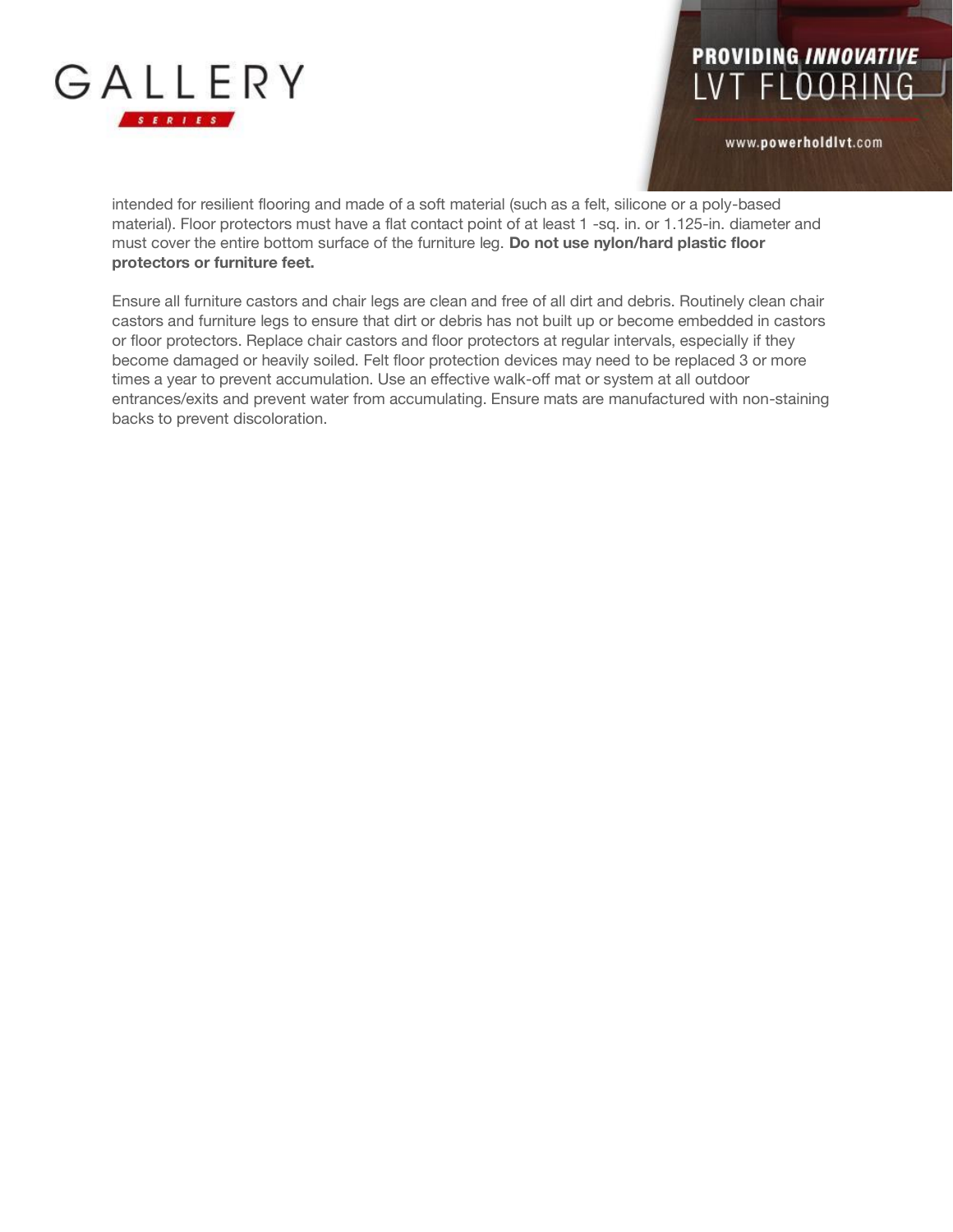intended for resilient flooring and made of a soft material (such as a felt, silicone or a poly-based material). Floor protectors must have a flat contact point of at least 1 -sq. in. or 1.125-in. diameter and must cover the entire bottom surface of the furniture leg. **Do not use nylon/hard plastic floor protectors or furniture feet.**

Ensure all furniture castors and chair legs are clean and free of all dirt and debris. Routinely clean chair castors and furniture legs to ensure that dirt or debris has not built up or become embedded in castors or floor protectors. Replace chair castors and floor protectors at regular intervals, especially if they become damaged or heavily soiled. Felt floor protection devices may need to be replaced 3 or more times a year to prevent accumulation. Use an effective walk-off mat or system at all outdoor entrances/exits and prevent water from accumulating. Ensure mats are manufactured with non-staining backs to prevent discoloration.